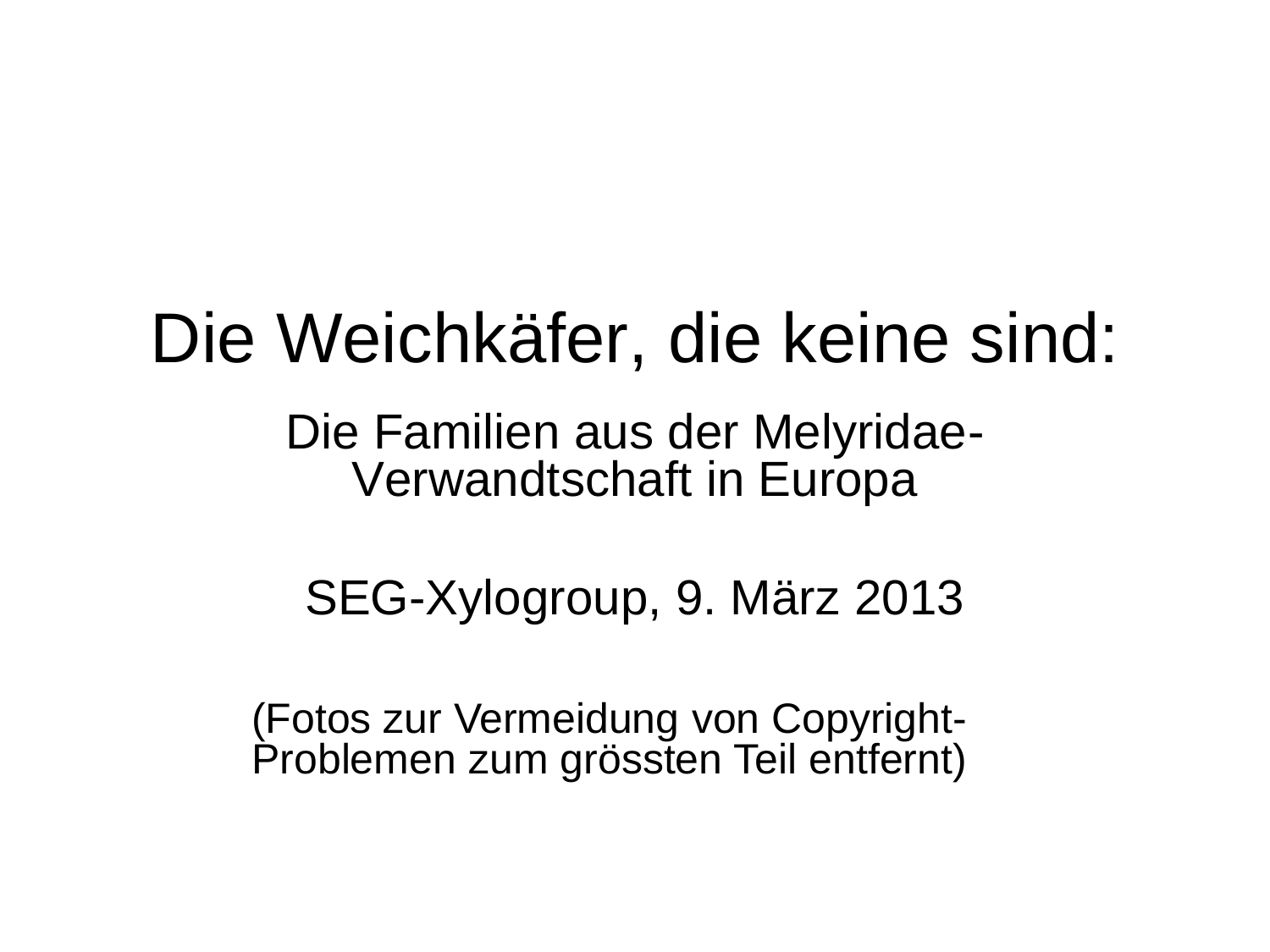# Die Weichkäfer, die keine sind:

Die Familien aus der Melyridae-Verwandtschaft in Europa

SEG-Xylogroup, 9. März 2013

(Fotos zur Vermeidung von Copyright-Problemen zum grössten Teil entfernt)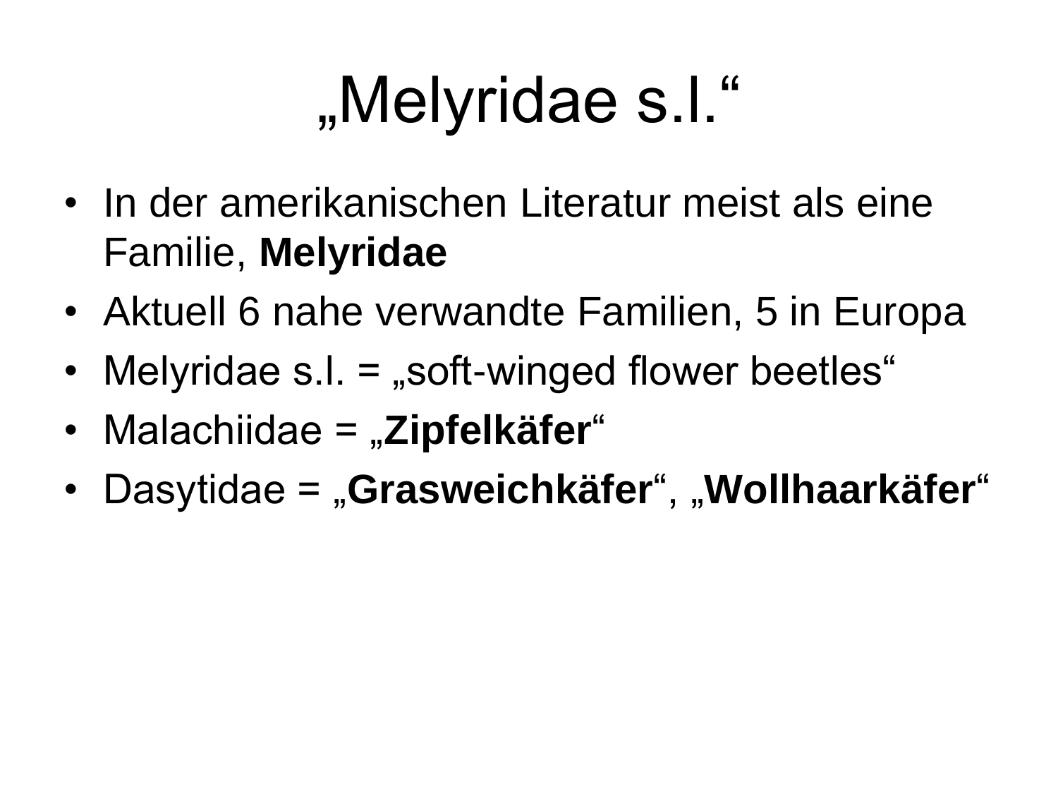# „Melyridae s.l.“

- In der amerikanischen Literatur meist als eine Familie, **Melyridae**
- Aktuell 6 nahe verwandte Familien, 5 in Europa
- Melyridae s.l. = „soft-winged flower beetles“
- Malachiidae = „**Zipfelkäfer**“
- Dasytidae = „**Grasweichkäfer**“, „**Wollhaarkäfer**“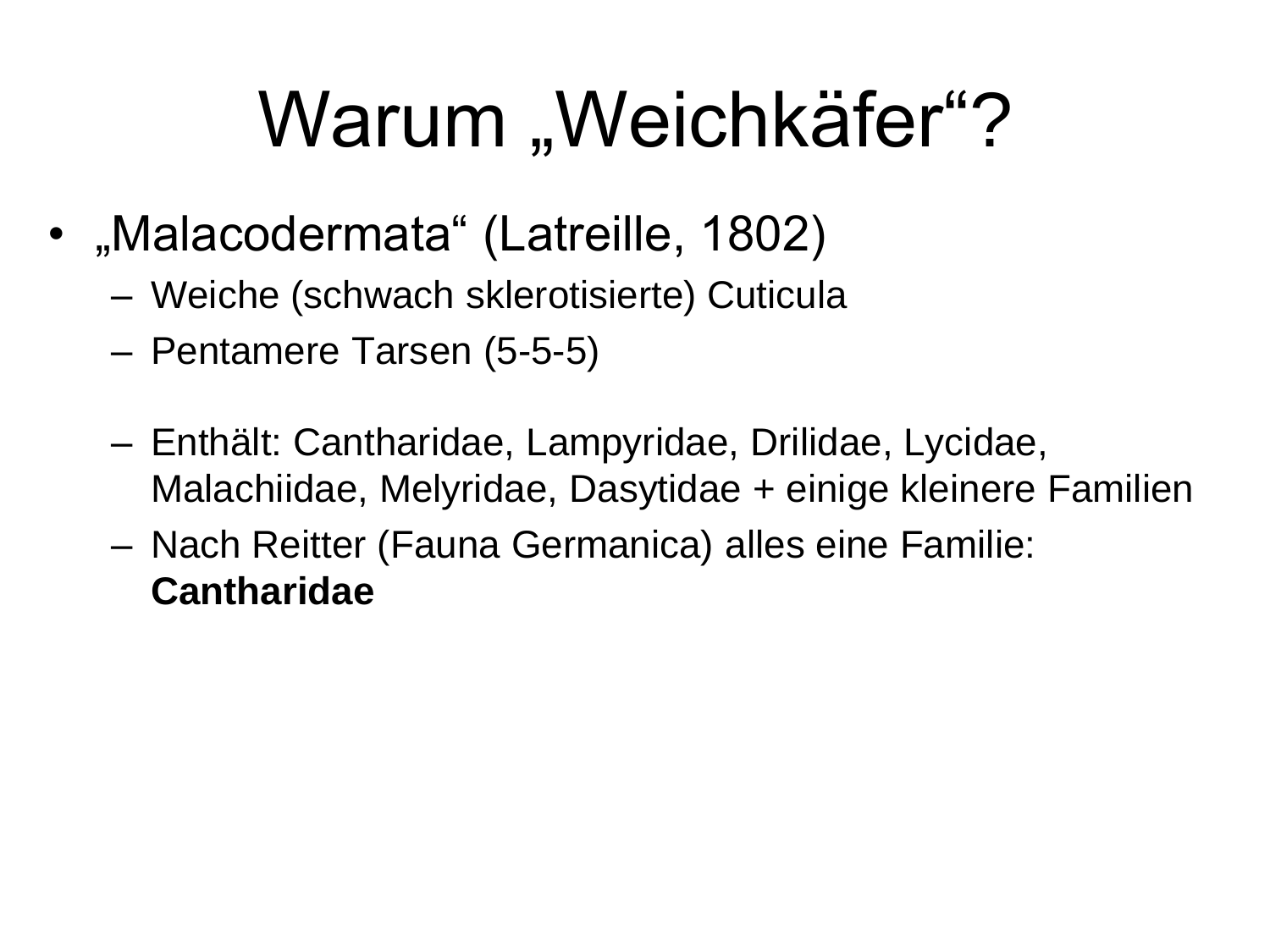# Warum „Weichkäfer"?

- „Malacodermata" (Latreille, 1802)
  - Weiche (schwach sklerotisierte) Cuticula
  - Pentamere Tarsen (5-5-5)
  - Enthält: Cantharidae, Lampyridae, Drilidae, Lycidae, Malachiidae, Melyridae, Dasytidae + einige kleinere Familien
  - Nach Reitter (Fauna Germanica) alles eine Familie: **Cantharidae**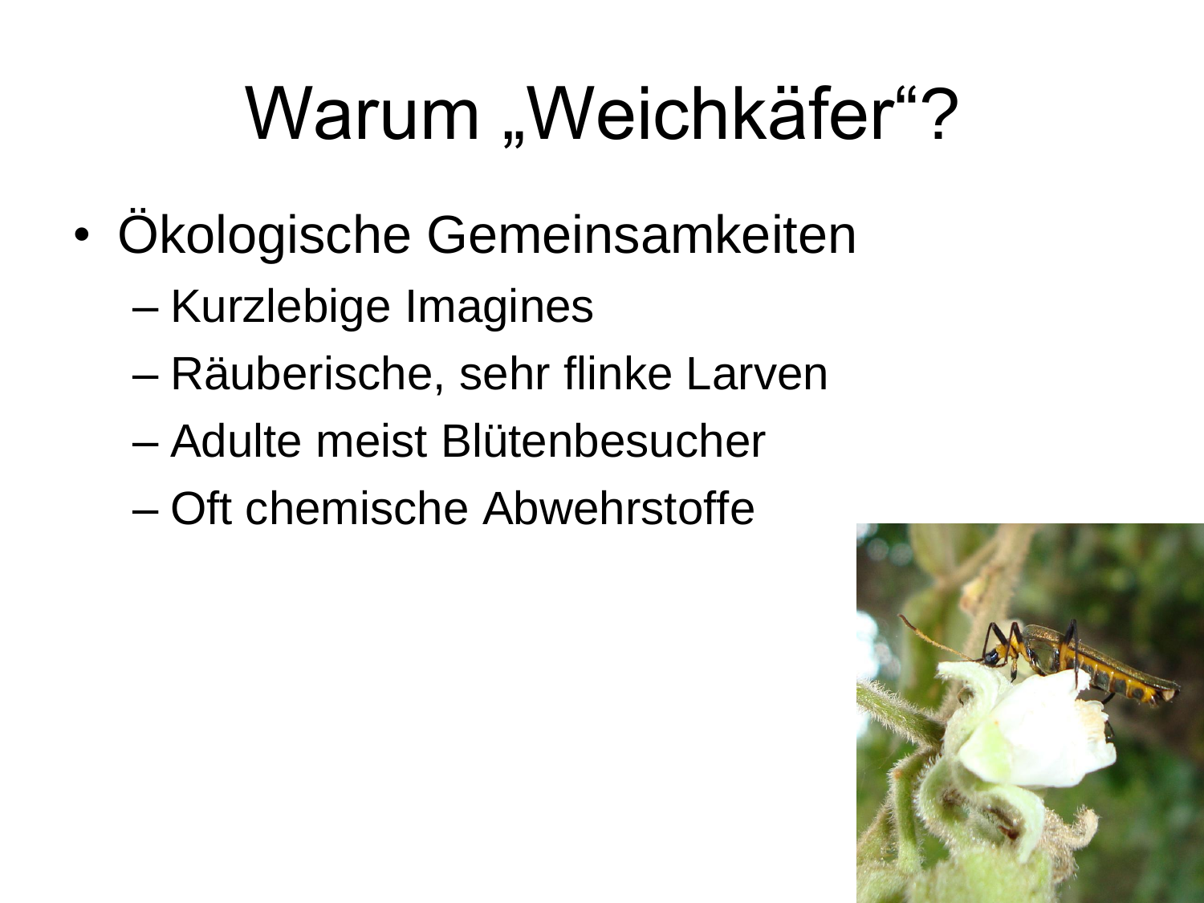# Warum „Weichkäfer"?

- Ökologische Gemeinsamkeiten
  - Kurzlebige Imagines
  - Räuberische, sehr flinke Larven
  - Adulte meist Blütenbesucher
  - Oft chemische Abwehrstoffe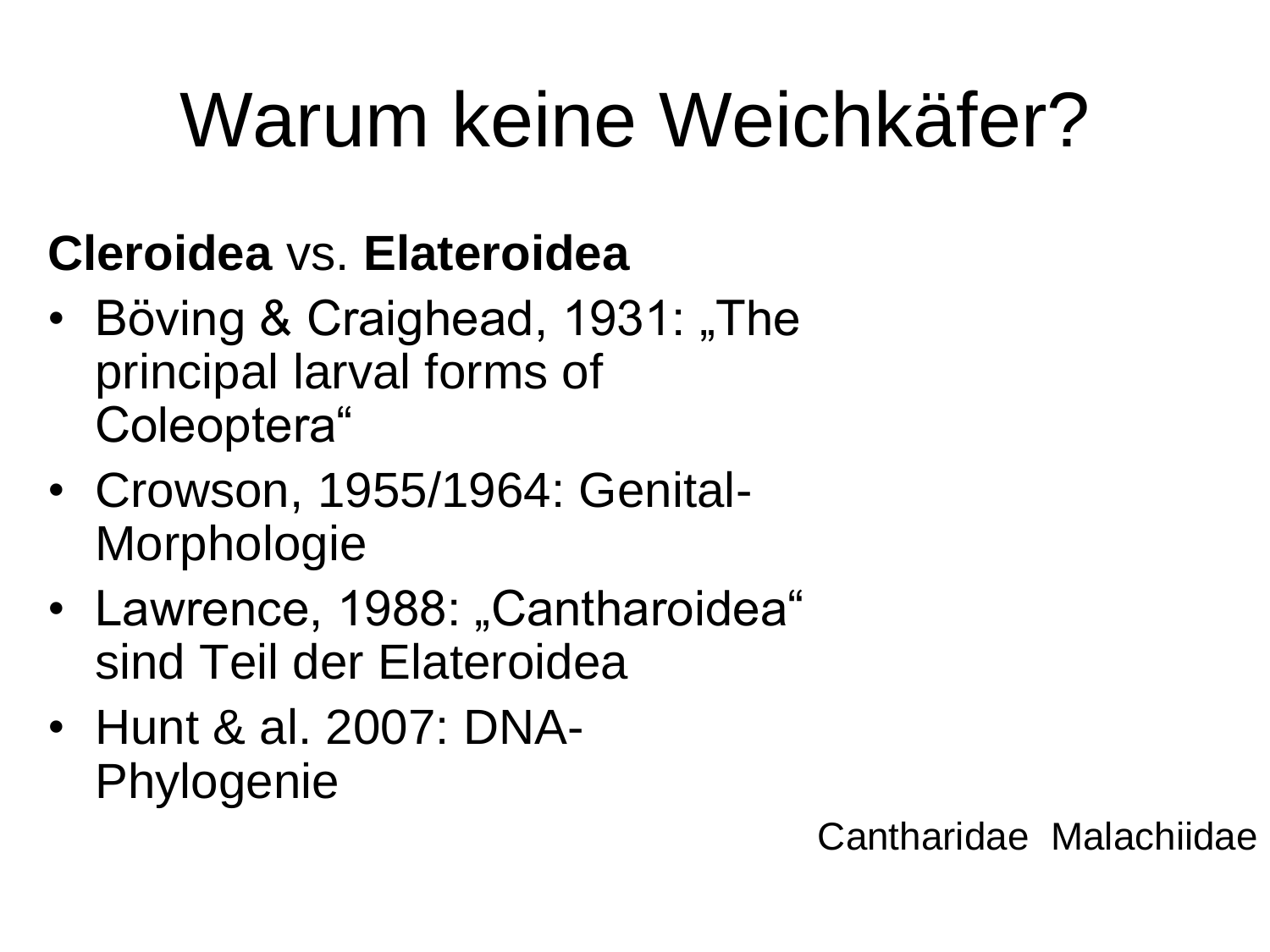# Warum keine Weichkäfer?

**Cleroidea** vs. **Elateroidea**

- Böving & Craighead, 1931: „The principal larval forms of Coleoptera“
- Crowson, 1955/1964: Genital-Morphologie
- Lawrence, 1988: „Cantharoidea“ sind Teil der Elateroidea
- Hunt & al. 2007: DNA-Phylogenie

Cantharidae Malachiidae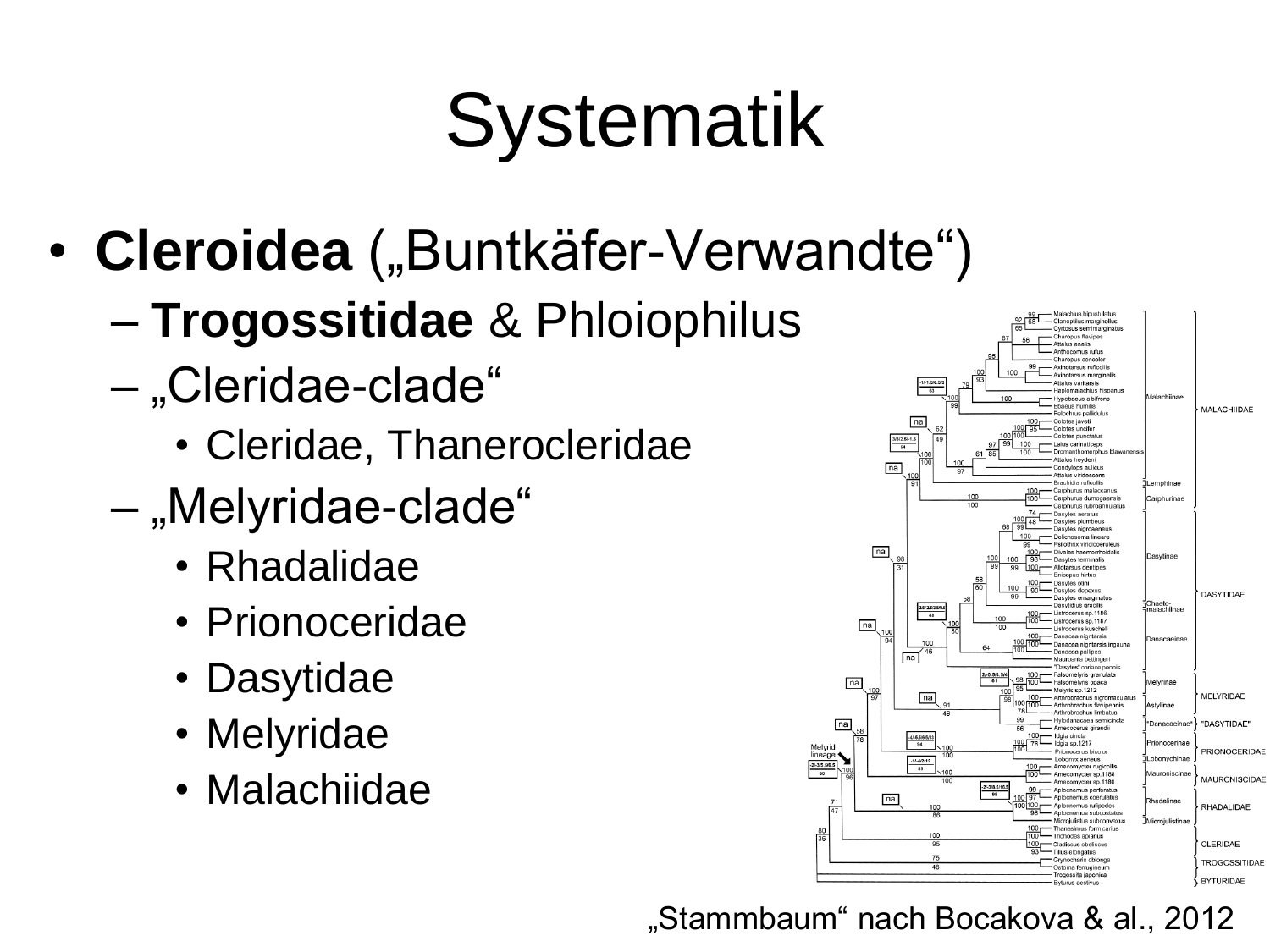# Systematik

- **Cleroidea** („Buntkäfer-Verwandte“)
  - **Trogossitidae** & Phloiophilus
  - „Cleridae-clade“
    - Cleridae, Thanerocleridae
  - „Melyridae-clade“
    - Rhadalidae
    - Prionoceridae
    - Dasytidae
    - Melyridae
    - Malachiidae

„Stammbaum“ nach Bocakova & al., 2012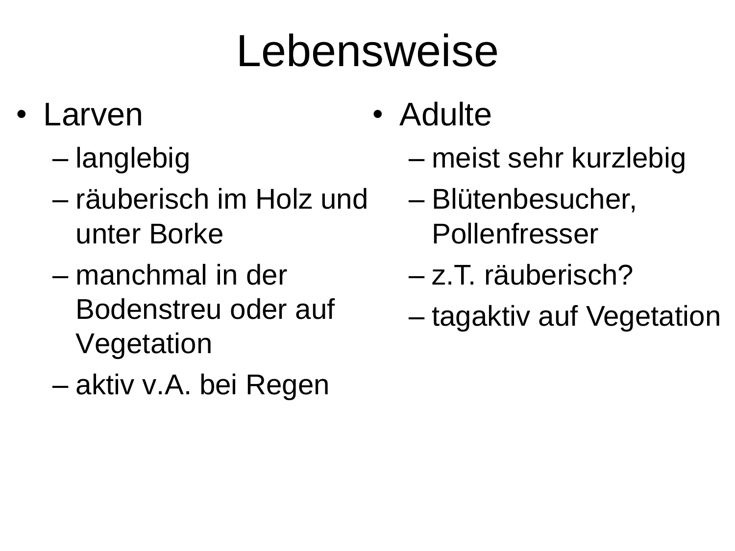# Lebensweise

- Larven
  - langlebig
  - räuberisch im Holz und unter Borke
  - manchmal in der Bodenstreu oder auf Vegetation
  - aktiv v.A. bei Regen
- Adulte
  - meist sehr kurzlebig
  - Blütenbesucher, Pollenfresser
  - z.T. räuberisch?
  - tagaktiv auf Vegetation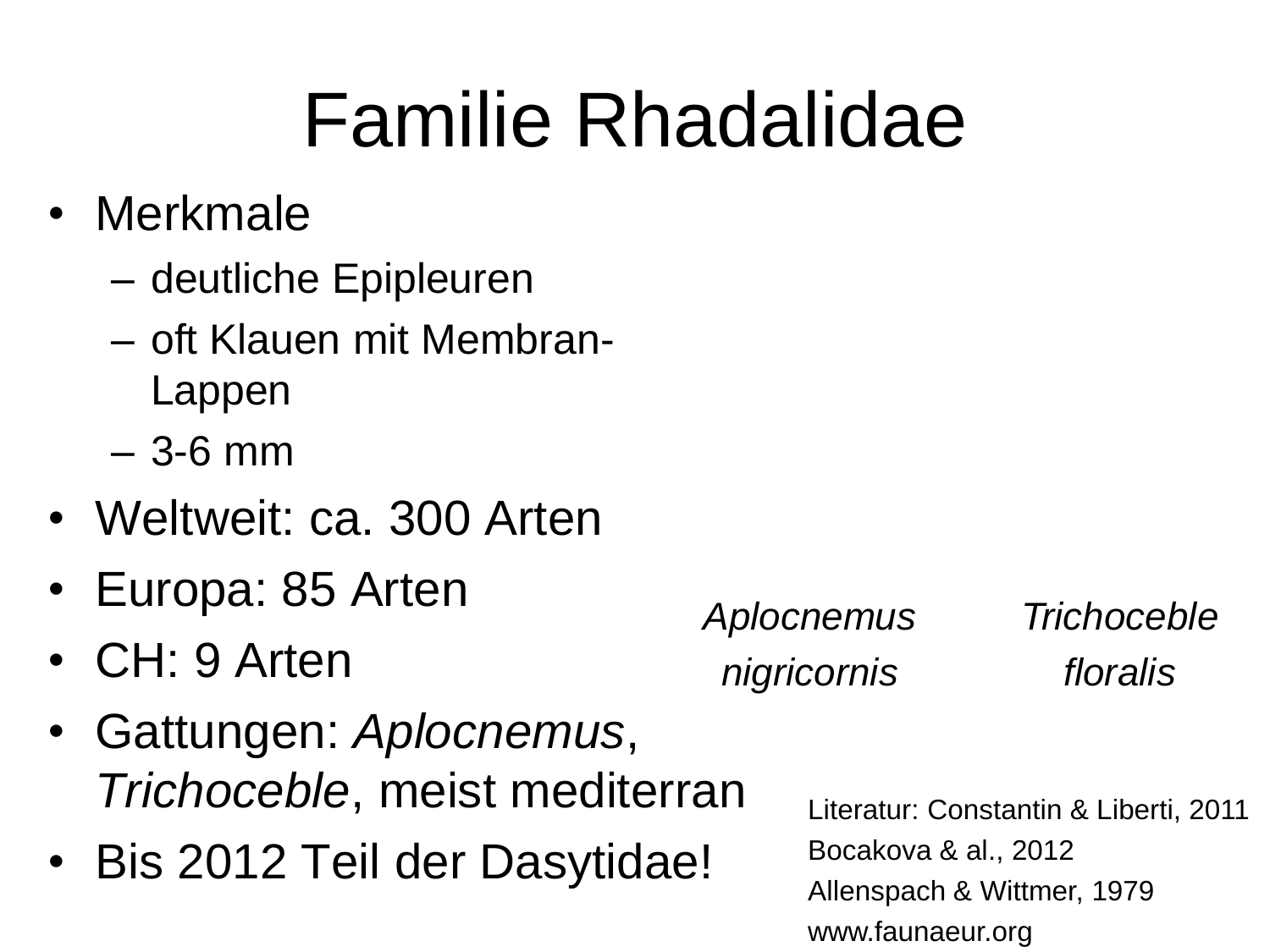# Familie Rhadalidae

- Merkmale
  - deutliche Epipleuren
  - oft Klauen mit Membran-Lappen
  - 3-6 mm
- Weltweit: ca. 300 Arten
- Europa: 85 Arten
- CH: 9 Arten
- Gattungen: *Aplocnemus*, *Trichoceble*, meist mediterran
- Bis 2012 Teil der Dasytidae!

*Aplocnemus nigricornis*

*Trichoceble floralis*

Literatur: Constantin & Liberti, 2011
Bocakova & al., 2012
Allenspach & Wittmer, 1979
www.faunaeur.org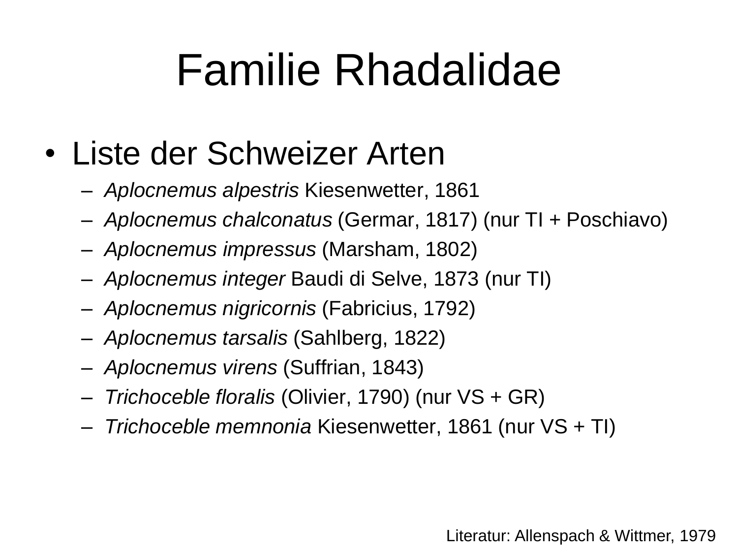# Familie Rhadalidae

- Liste der Schweizer Arten
  - *Aplocnemus alpestris* Kiesenwetter, 1861
  - *Aplocnemus chalconatus* (Germar, 1817) (nur TI + Poschiavo)
  - *Aplocnemus impressus* (Marsham, 1802)
  - *Aplocnemus integer* Baudi di Selve, 1873 (nur TI)
  - *Aplocnemus nigricornis* (Fabricius, 1792)
  - *Aplocnemus tarsalis* (Sahlberg, 1822)
  - *Aplocnemus virens* (Suffrian, 1843)
  - *Trichoceble floralis* (Olivier, 1790) (nur VS + GR)
  - *Trichoceble memnonia* Kiesenwetter, 1861 (nur VS + TI)

Literatur: Allenspach & Wittmer, 1979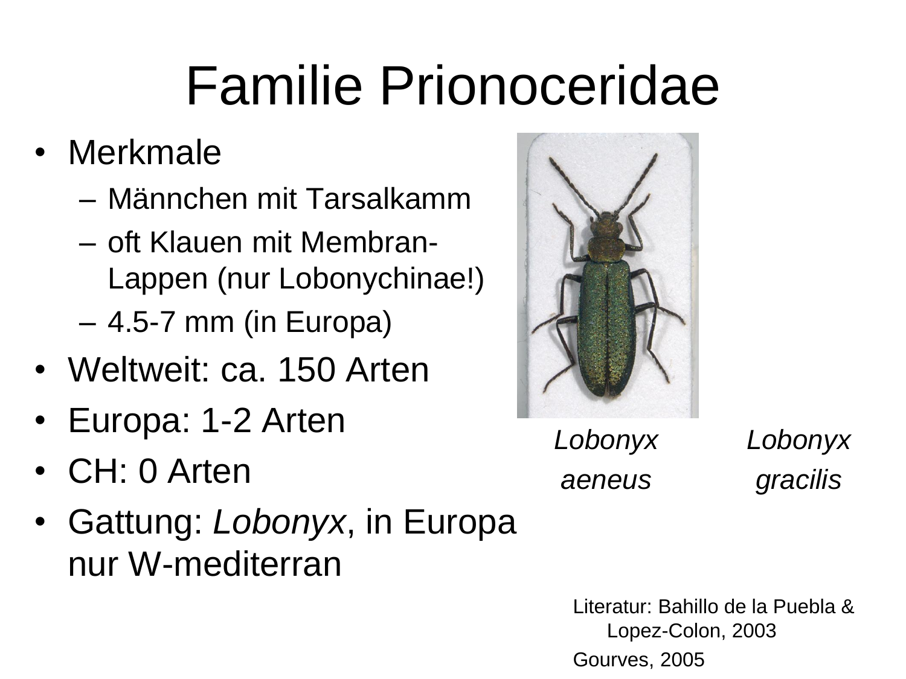# Familie Prionoceridae

- Merkmale
  - Männchen mit Tarsalkamm
  - oft Klauen mit Membran-Lappen (nur Lobonychinae!)
  - 4.5-7 mm (in Europa)
- Weltweit: ca. 150 Arten
- Europa: 1-2 Arten
- CH: 0 Arten
- Gattung: *Lobonyx*, in Europa nur W-mediterran

*Lobonyx aeneus*

*Lobonyx gracilis*

Literatur: Bahillo de la Puebla & Lopez-Colon, 2003

Gourves, 2005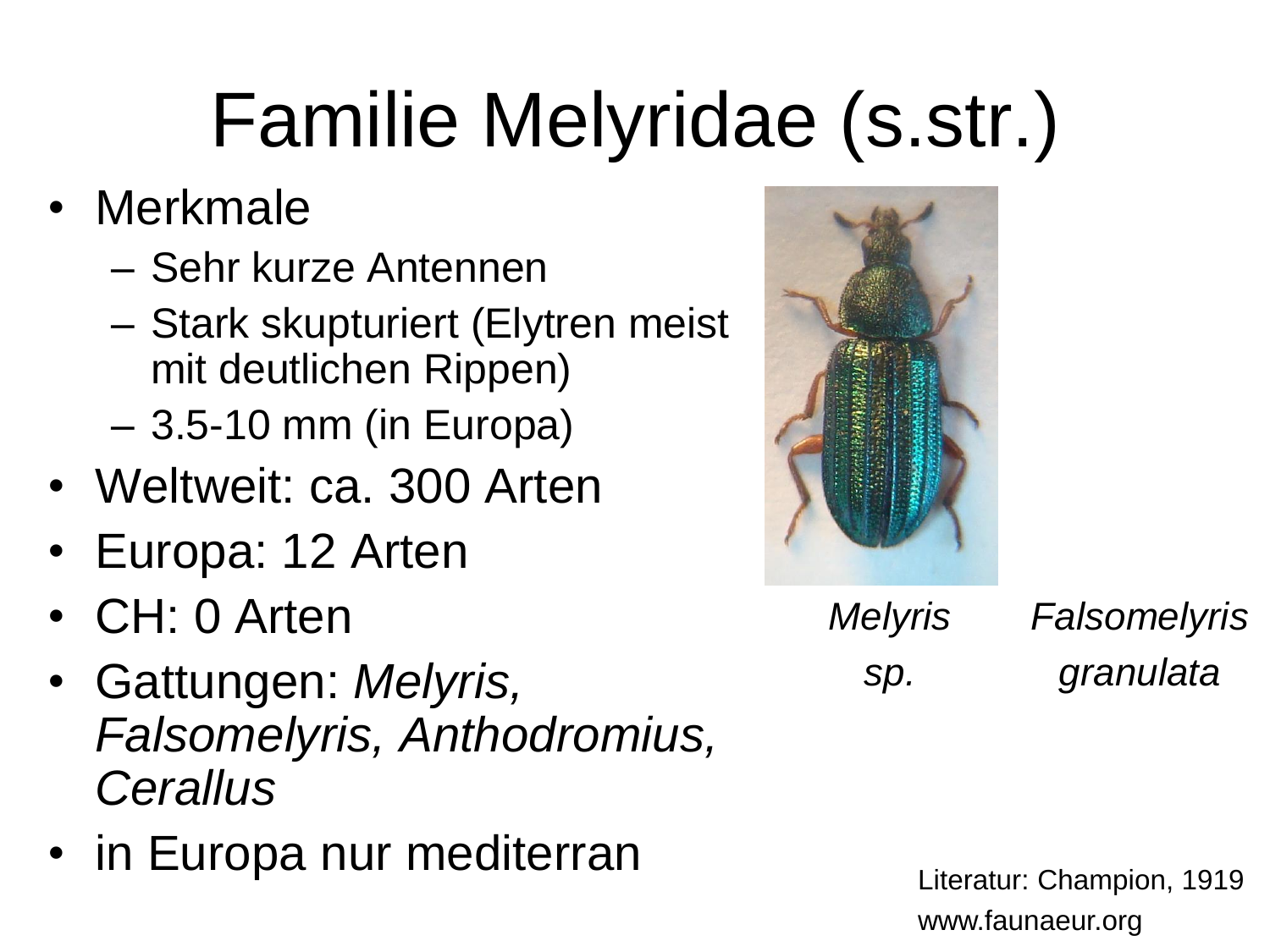# Familie Melyridae (s.str.)

- Merkmale
  - Sehr kurze Antennen
  - Stark skupturiert (Elytren meist mit deutlichen Rippen)
  - 3.5-10 mm (in Europa)
- Weltweit: ca. 300 Arten
- Europa: 12 Arten
- CH: 0 Arten
- Gattungen: *Melyris, Falsomelyris, Anthodromius, Cerallus*
- in Europa nur mediterran

*Melyris sp.*

*Falsomelyris granulata*

Literatur: Champion, 1919

www.faunaeur.org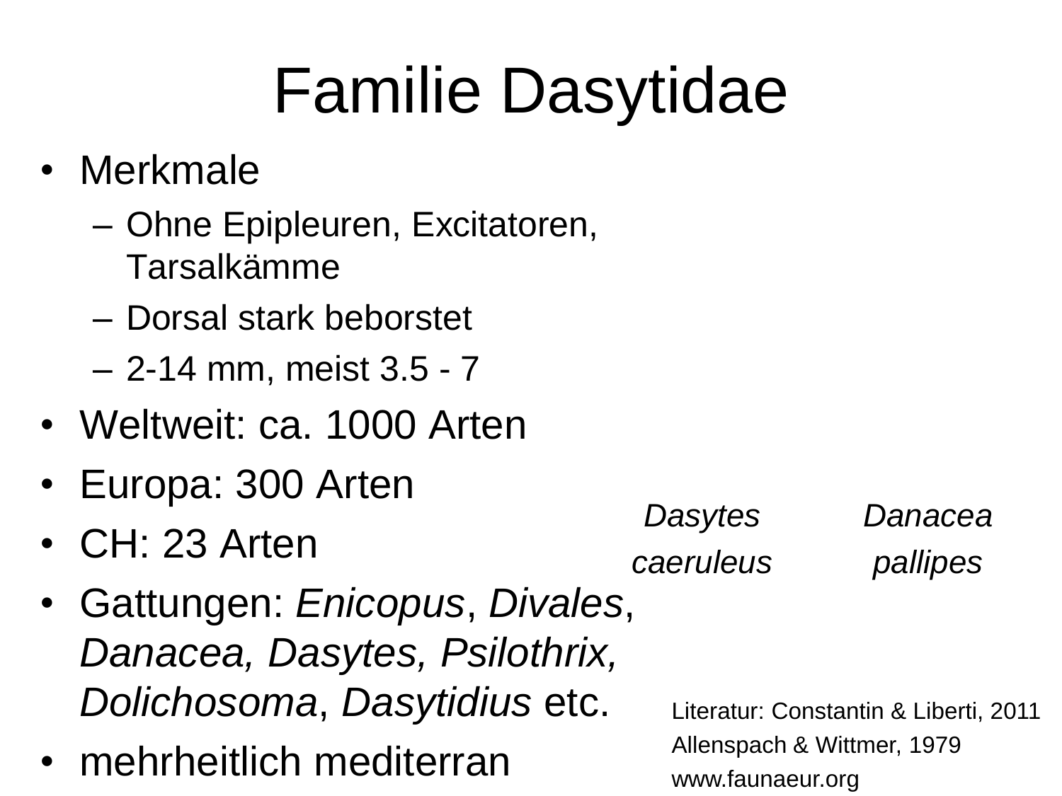# Familie Dasytidae

- Merkmale
  - Ohne Epipleuren, Excitatoren, Tarsalkämme
  - Dorsal stark beborstet
  - 2-14 mm, meist 3.5 - 7
- Weltweit: ca. 1000 Arten
- Europa: 300 Arten
- CH: 23 Arten
- Gattungen: *Enicopus*, *Divales*, *Danacea, Dasytes, Psilothrix, Dolichosoma*, *Dasytidius* etc.
- mehrheitlich mediterran

*Dasytes caeruleus*

*Danacea pallipes*

Literatur: Constantin & Liberti, 2011
Allenspach & Wittmer, 1979
www.faunaeur.org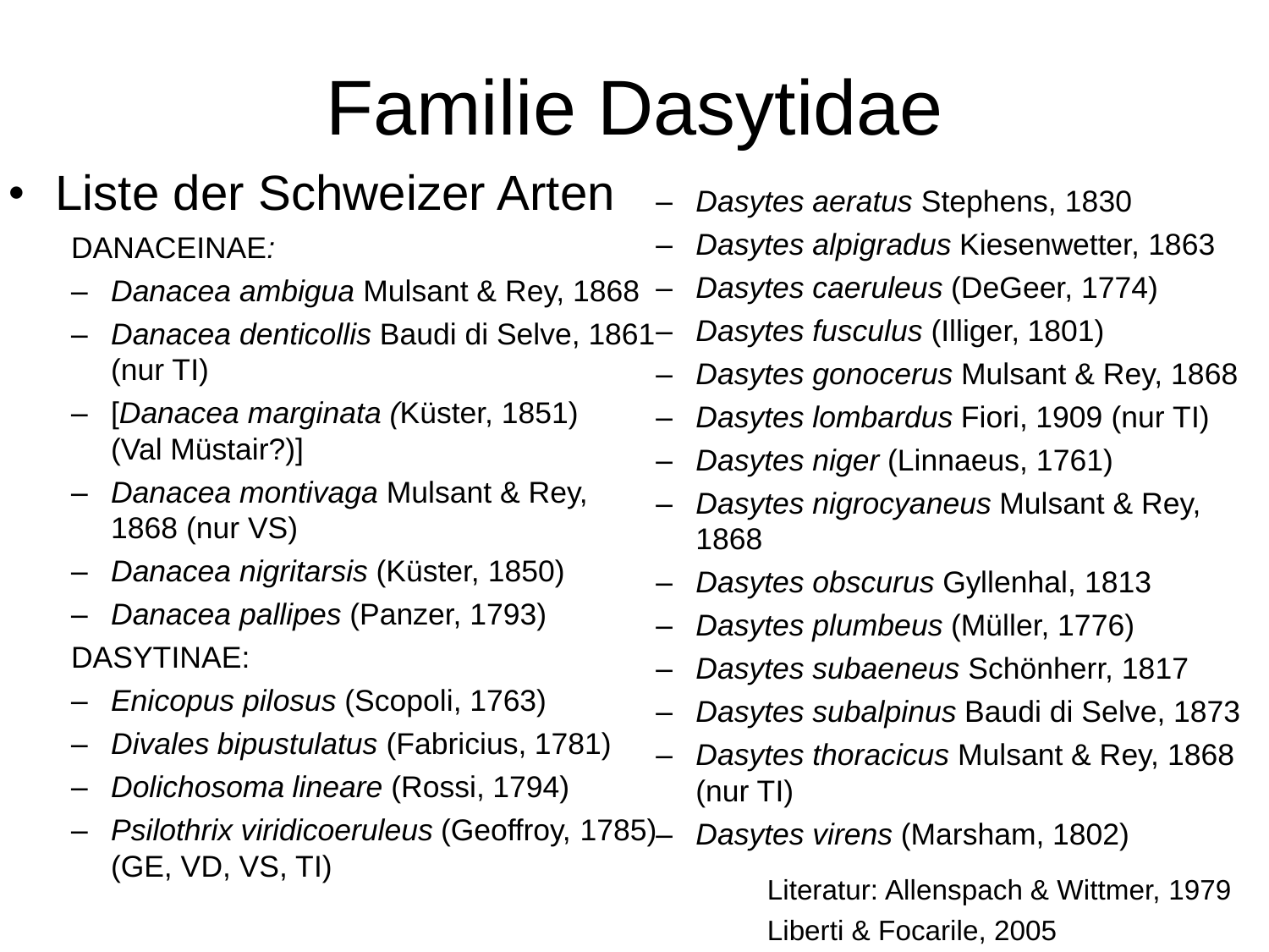# Familie Dasytidae

- Liste der Schweizer Arten

DANACEINAE:

- *Danacea ambigua* Mulsant & Rey, 1868
- *Danacea denticollis* Baudi di Selve, 1861 (nur TI)
- [*Danacea marginata (*Küster, 1851) (Val Müstair?)]
- *Danacea montivaga* Mulsant & Rey, 1868 (nur VS)
- *Danacea nigritarsis* (Küster, 1850)
- *Danacea pallipes* (Panzer, 1793)

DASYTINAE:

- *Enicopus pilosus* (Scopoli, 1763)
- *Divales bipustulatus* (Fabricius, 1781)
- *Dolichosoma lineare* (Rossi, 1794)
- *Psilothrix viridicoeruleus* (Geoffroy, 1785) (GE, VD, VS, TI)
- *Dasytes aeratus* Stephens, 1830
- *Dasytes alpigradus* Kiesenwetter, 1863
- *Dasytes caeruleus* (DeGeer, 1774)
- *Dasytes fusculus* (Illiger, 1801)
- *Dasytes gonocerus* Mulsant & Rey, 1868
- *Dasytes lombardus* Fiori, 1909 (nur TI)
- *Dasytes niger* (Linnaeus, 1761)
- *Dasytes nigrocyaneus* Mulsant & Rey, 1868
- *Dasytes obscurus* Gyllenhal, 1813
- *Dasytes plumbeus* (Müller, 1776)
- *Dasytes subaeneus* Schönherr, 1817
- *Dasytes subalpinus* Baudi di Selve, 1873
- *Dasytes thoracicus* Mulsant & Rey, 1868 (nur TI)
- *Dasytes virens* (Marsham, 1802)

Literatur: Allenspach & Wittmer, 1979

Liberti & Focarile, 2005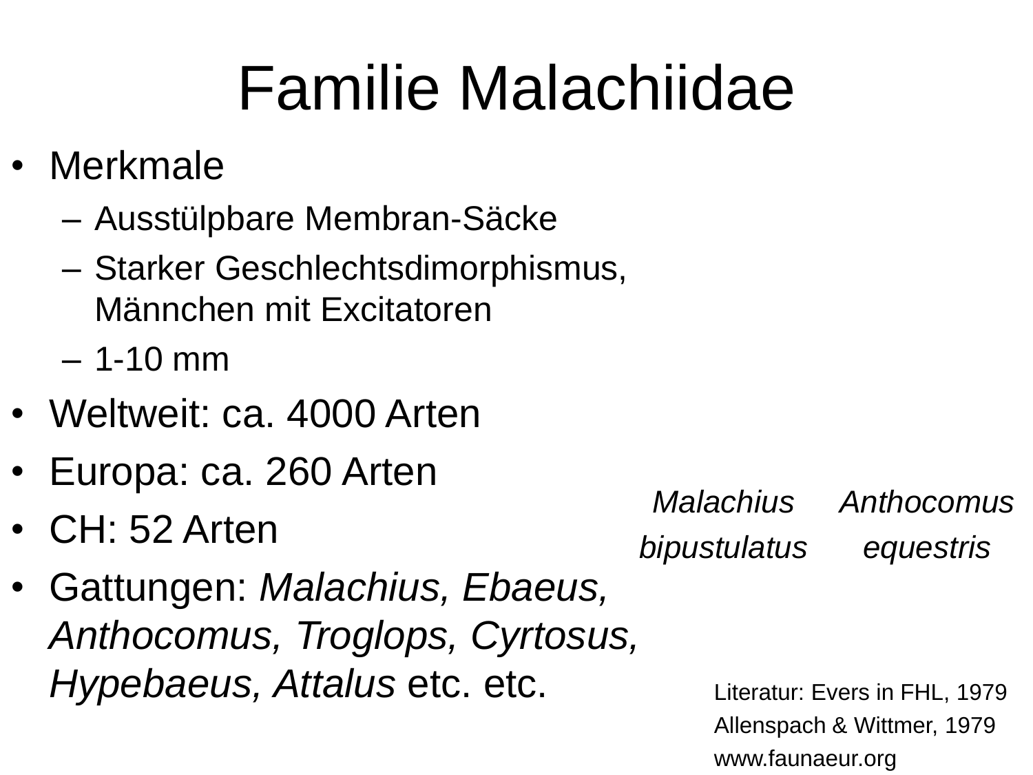# Familie Malachiidae

- Merkmale
  - Ausstülpbare Membran-Säcke
  - Starker Geschlechtsdimorphismus, Männchen mit Excitatoren
  - 1-10 mm
- Weltweit: ca. 4000 Arten
- Europa: ca. 260 Arten
- CH: 52 Arten
- Gattungen: *Malachius, Ebaeus, Anthocomus, Troglops, Cyrtosus, Hypebaeus, Attalus* etc. etc.

*Malachius bipustulatus*

*Anthocomus equestris*

Literatur: Evers in FHL, 1979
Allenspach & Wittmer, 1979
www.faunaeur.org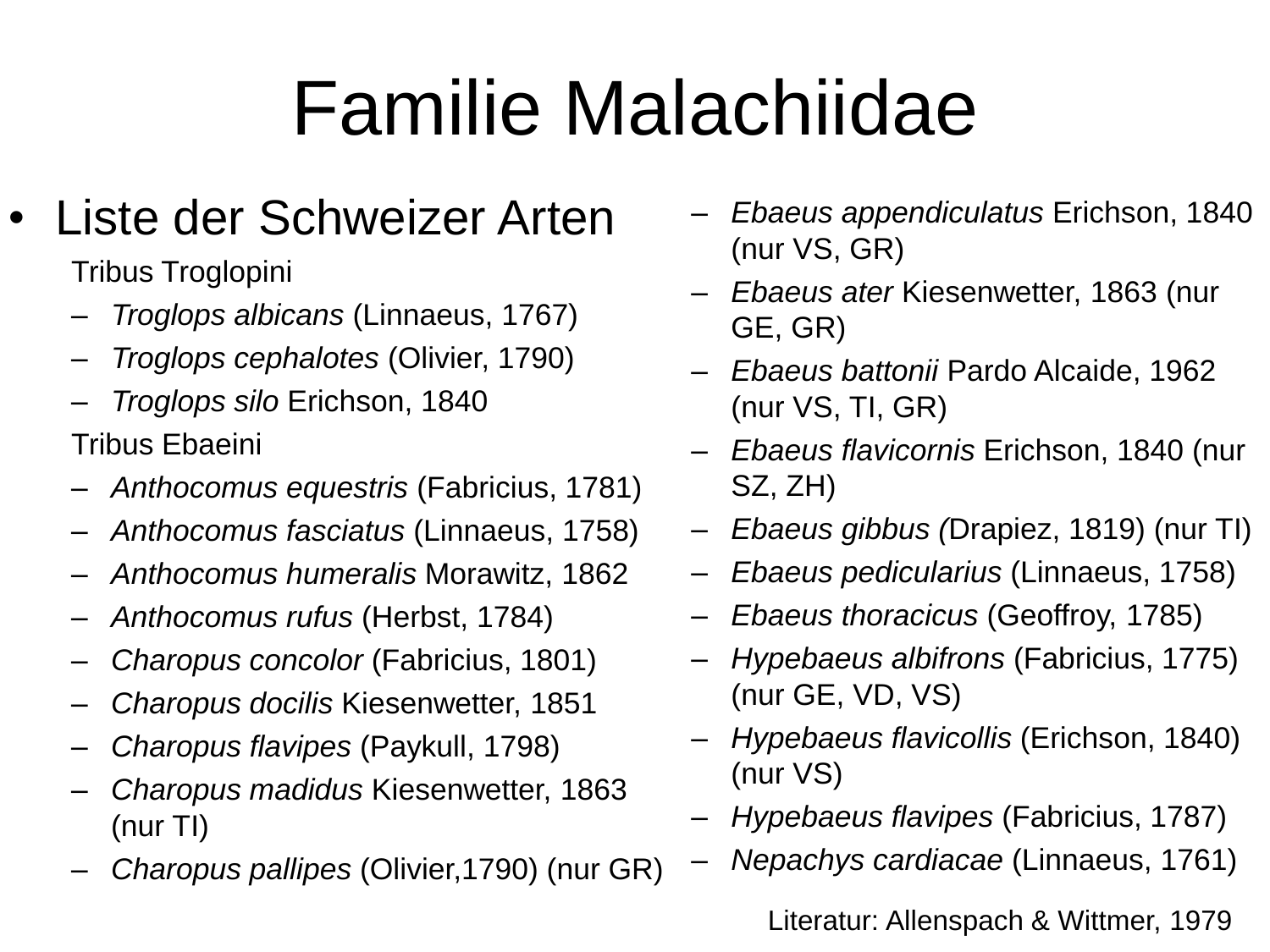# Familie Malachiidae

- Liste der Schweizer Arten

  Tribus Troglopini
  - *Troglops albicans* (Linnaeus, 1767)
  - *Troglops cephalotes* (Olivier, 1790)
  - *Troglops silo* Erichson, 1840

  Tribus Ebaeini
  - *Anthocomus equestris* (Fabricius, 1781)
  - *Anthocomus fasciatus* (Linnaeus, 1758)
  - *Anthocomus humeralis* Morawitz, 1862
  - *Anthocomus rufus* (Herbst, 1784)
  - *Charopus concolor* (Fabricius, 1801)
  - *Charopus docilis* Kiesenwetter, 1851
  - *Charopus flavipes* (Paykull, 1798)
  - *Charopus madidus* Kiesenwetter, 1863 (nur TI)
  - *Charopus pallipes* (Olivier,1790) (nur GR)
  - *Ebaeus appendiculatus* Erichson, 1840 (nur VS, GR)
  - *Ebaeus ater* Kiesenwetter, 1863 (nur GE, GR)
  - *Ebaeus battonii* Pardo Alcaide, 1962 (nur VS, TI, GR)
  - *Ebaeus flavicornis* Erichson, 1840 (nur SZ, ZH)
  - *Ebaeus gibbus (*Drapiez, 1819) (nur TI)
  - *Ebaeus pedicularius* (Linnaeus, 1758)
  - *Ebaeus thoracicus* (Geoffroy, 1785)
  - *Hypebaeus albifrons* (Fabricius, 1775) (nur GE, VD, VS)
  - *Hypebaeus flavicollis* (Erichson, 1840) (nur VS)
  - *Hypebaeus flavipes* (Fabricius, 1787)
  - *Nepachys cardiacae* (Linnaeus, 1761)

Literatur: Allenspach & Wittmer, 1979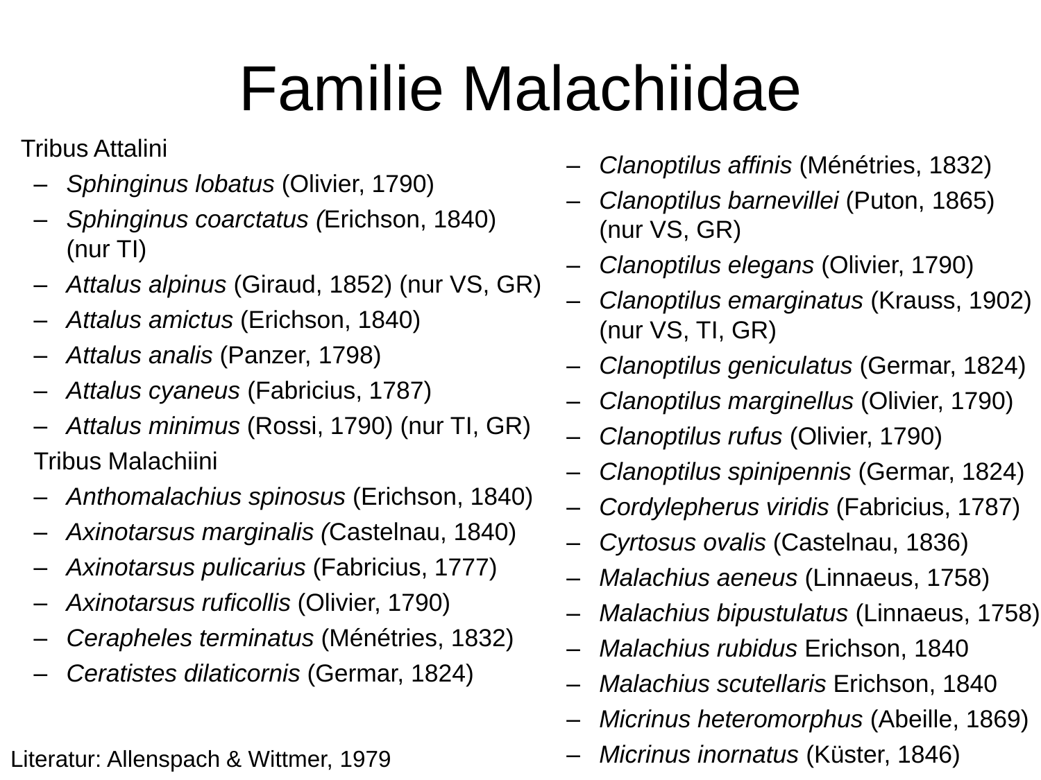# Familie Malachiidae

Tribus Attalini

- *Sphinginus lobatus* (Olivier, 1790)
- *Sphinginus coarctatus* (Erichson, 1840) (nur TI)
- *Attalus alpinus* (Giraud, 1852) (nur VS, GR)
- *Attalus amictus* (Erichson, 1840)
- *Attalus analis* (Panzer, 1798)
- *Attalus cyaneus* (Fabricius, 1787)
- *Attalus minimus* (Rossi, 1790) (nur TI, GR)

Tribus Malachiini

- *Anthomalachius spinosus* (Erichson, 1840)
- *Axinotarsus marginalis* (Castelnau, 1840)
- *Axinotarsus pulicarius* (Fabricius, 1777)
- *Axinotarsus ruficollis* (Olivier, 1790)
- *Cerapheles terminatus* (Ménétries, 1832)
- *Ceratistes dilaticornis* (Germar, 1824)
- *Clanoptilus affinis* (Ménétries, 1832)
- *Clanoptilus barnevillei* (Puton, 1865) (nur VS, GR)
- *Clanoptilus elegans* (Olivier, 1790)
- *Clanoptilus emarginatus* (Krauss, 1902) (nur VS, TI, GR)
- *Clanoptilus geniculatus* (Germar, 1824)
- *Clanoptilus marginellus* (Olivier, 1790)
- *Clanoptilus rufus* (Olivier, 1790)
- *Clanoptilus spinipennis* (Germar, 1824)
- *Cordylepherus viridis* (Fabricius, 1787)
- *Cyrtosus ovalis* (Castelnau, 1836)
- *Malachius aeneus* (Linnaeus, 1758)
- *Malachius bipustulatus* (Linnaeus, 1758)
- *Malachius rubidus* Erichson, 1840
- *Malachius scutellaris* Erichson, 1840
- *Micrinus heteromorphus* (Abeille, 1869)
- *Micrinus inornatus* (Küster, 1846)

Literatur: Allenspach & Wittmer, 1979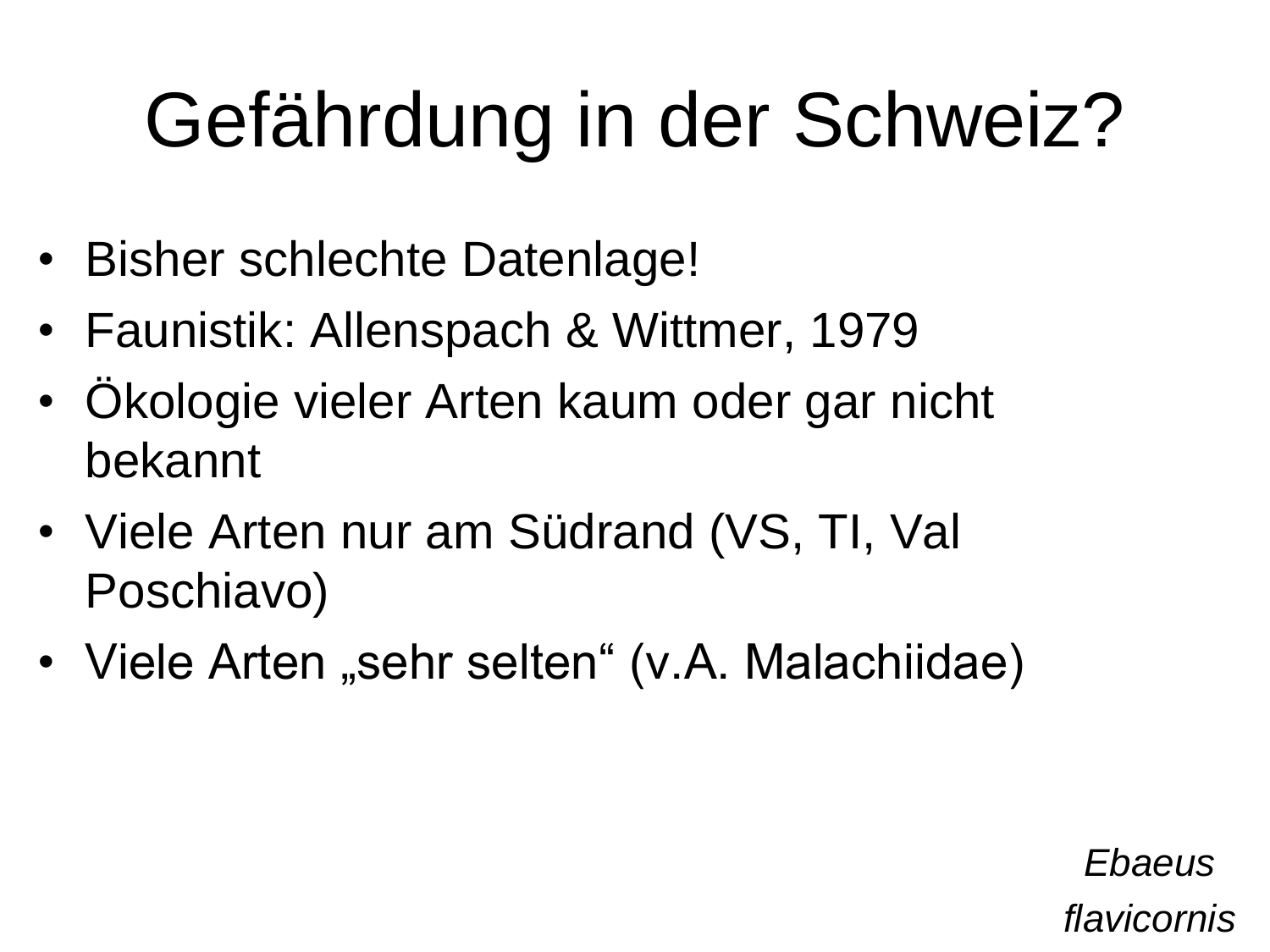# Gefährdung in der Schweiz?

- Bisher schlechte Datenlage!
- Faunistik: Allenspach & Wittmer, 1979
- Ökologie vieler Arten kaum oder gar nicht bekannt
- Viele Arten nur am Südrand (VS, TI, Val Poschiavo)
- Viele Arten „sehr selten" (v.A. Malachiidae)

*Ebaeus flavicornis*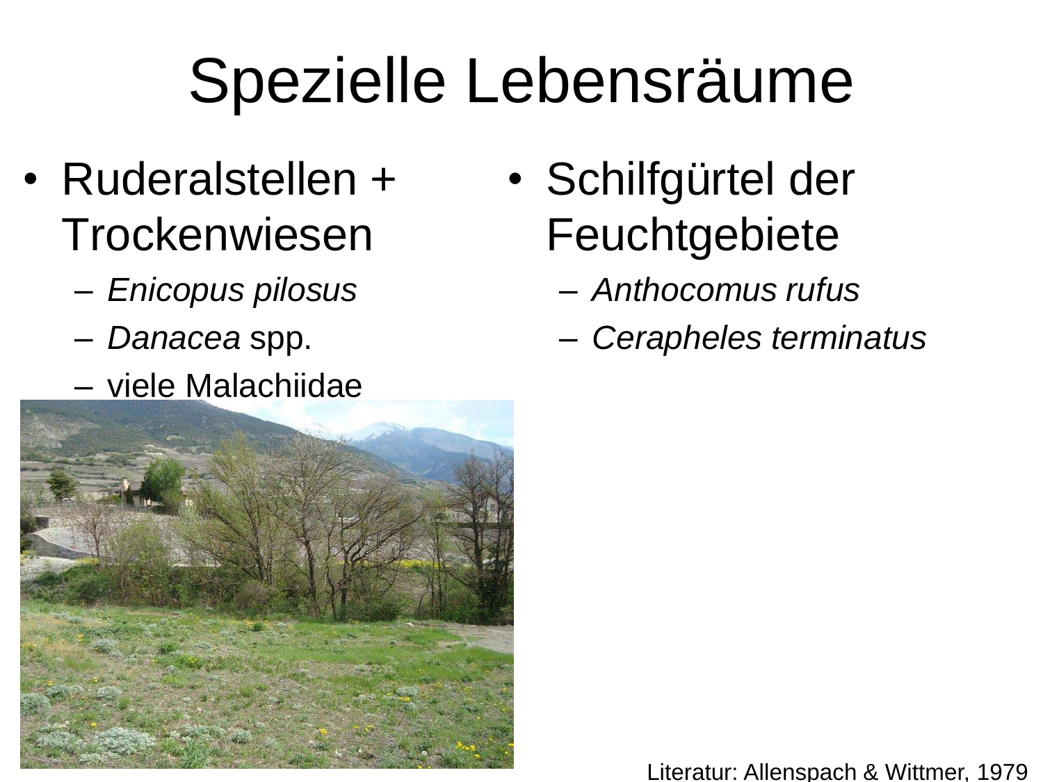# Spezielle Lebensräume

- Ruderalstellen + Trockenwiesen
  - *Enicopus pilosus*
  - *Danacea* spp.
  - viele Malachiidae

- Schilfgürtel der Feuchtgebiete
  - *Anthocomus rufus*
  - *Cerapheles terminatus*

Literatur: Allenspach & Wittmer, 1979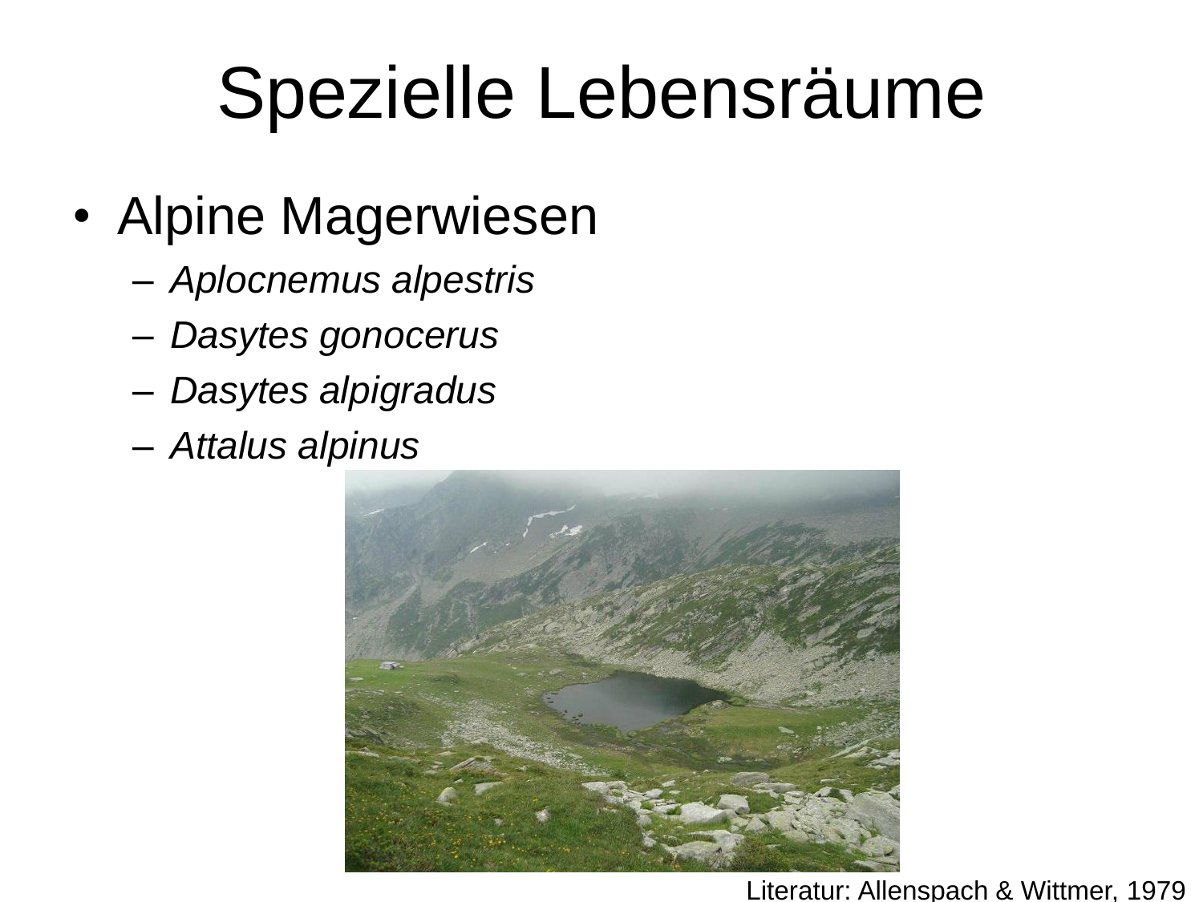# Spezielle Lebensräume

- Alpine Magerwiesen
  - *Aplocnemus alpestris*
  - *Dasytes gonocerus*
  - *Dasytes alpigradus*
  - *Attalus alpinus*

Literatur: Allenspach & Wittmer, 1979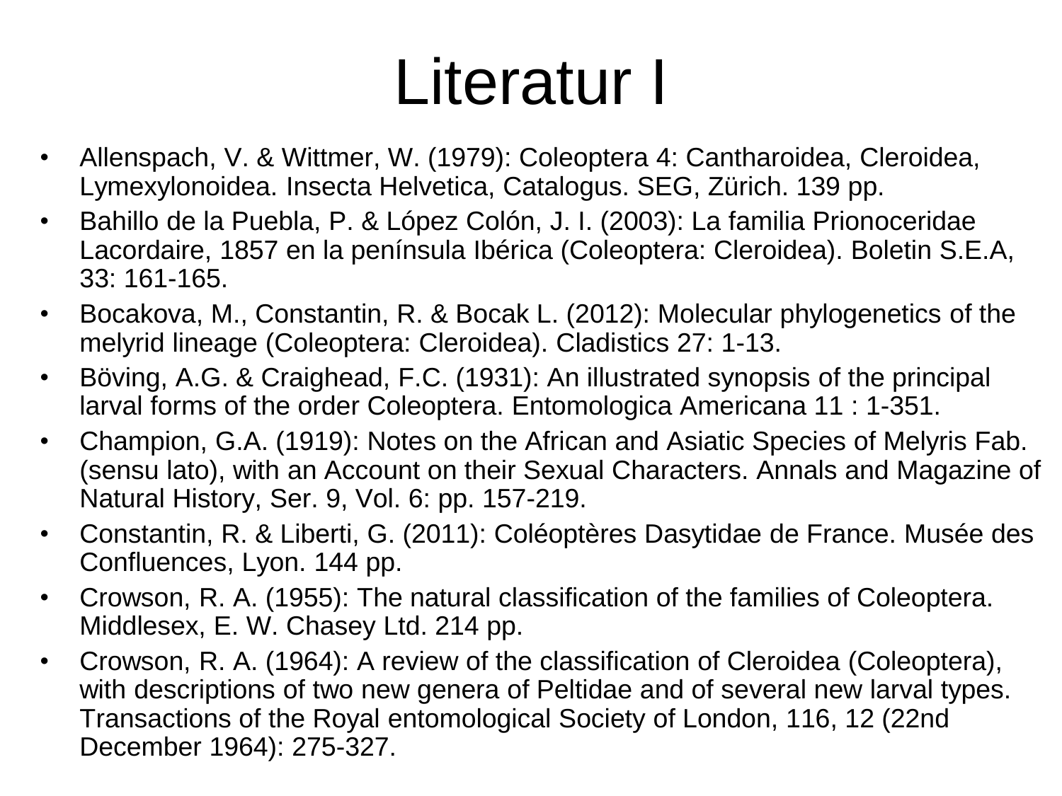# Literatur I

- Allenspach, V. & Wittmer, W. (1979): Coleoptera 4: Cantharoidea, Cleroidea, Lymexylonoidea. Insecta Helvetica, Catalogus. SEG, Zürich. 139 pp.
- Bahillo de la Puebla, P. & López Colón, J. I. (2003): La familia Prionoceridae Lacordaire, 1857 en la península Ibérica (Coleoptera: Cleroidea). Boletin S.E.A, 33: 161-165.
- Bocakova, M., Constantin, R. & Bocak L. (2012): Molecular phylogenetics of the melyrid lineage (Coleoptera: Cleroidea). Cladistics 27: 1-13.
- Böving, A.G. & Craighead, F.C. (1931): An illustrated synopsis of the principal larval forms of the order Coleoptera. Entomologica Americana 11 : 1-351.
- Champion, G.A. (1919): Notes on the African and Asiatic Species of Melyris Fab. (sensu lato), with an Account on their Sexual Characters. Annals and Magazine of Natural History, Ser. 9, Vol. 6: pp. 157-219.
- Constantin, R. & Liberti, G. (2011): Coléoptères Dasytidae de France. Musée des Confluences, Lyon. 144 pp.
- Crowson, R. A. (1955): The natural classification of the families of Coleoptera. Middlesex, E. W. Chasey Ltd. 214 pp.
- Crowson, R. A. (1964): A review of the classification of Cleroidea (Coleoptera), with descriptions of two new genera of Peltidae and of several new larval types. Transactions of the Royal entomological Society of London, 116, 12 (22nd December 1964): 275-327.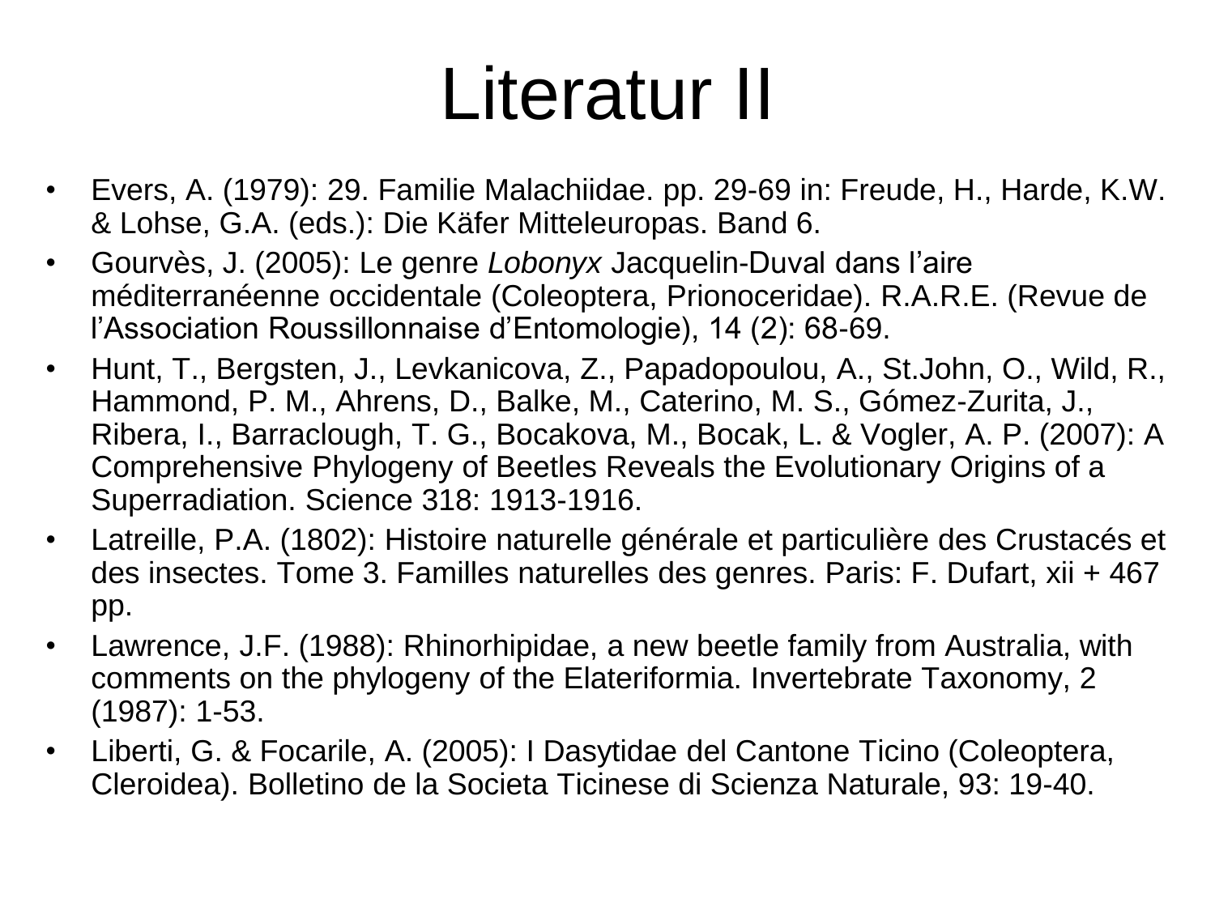# Literatur II

- Evers, A. (1979): 29. Familie Malachiidae. pp. 29-69 in: Freude, H., Harde, K.W. & Lohse, G.A. (eds.): Die Käfer Mitteleuropas. Band 6.
- Gourvès, J. (2005): Le genre *Lobonyx* Jacquelin-Duval dans l'aire méditerranéenne occidentale (Coleoptera, Prionoceridae). R.A.R.E. (Revue de l'Association Roussillonnaise d'Entomologie), 14 (2): 68-69.
- Hunt, T., Bergsten, J., Levkanicova, Z., Papadopoulou, A., St.John, O., Wild, R., Hammond, P. M., Ahrens, D., Balke, M., Caterino, M. S., Gómez-Zurita, J., Ribera, I., Barraclough, T. G., Bocakova, M., Bocak, L. & Vogler, A. P. (2007): A Comprehensive Phylogeny of Beetles Reveals the Evolutionary Origins of a Superradiation. Science 318: 1913-1916.
- Latreille, P.A. (1802): Histoire naturelle générale et particulière des Crustacés et des insectes. Tome 3. Familles naturelles des genres. Paris: F. Dufart, xii + 467 pp.
- Lawrence, J.F. (1988): Rhinorhipidae, a new beetle family from Australia, with comments on the phylogeny of the Elateriformia. Invertebrate Taxonomy, 2 (1987): 1-53.
- Liberti, G. & Focarile, A. (2005): I Dasytidae del Cantone Ticino (Coleoptera, Cleroidea). Bolletino de la Societa Ticinese di Scienza Naturale, 93: 19-40.